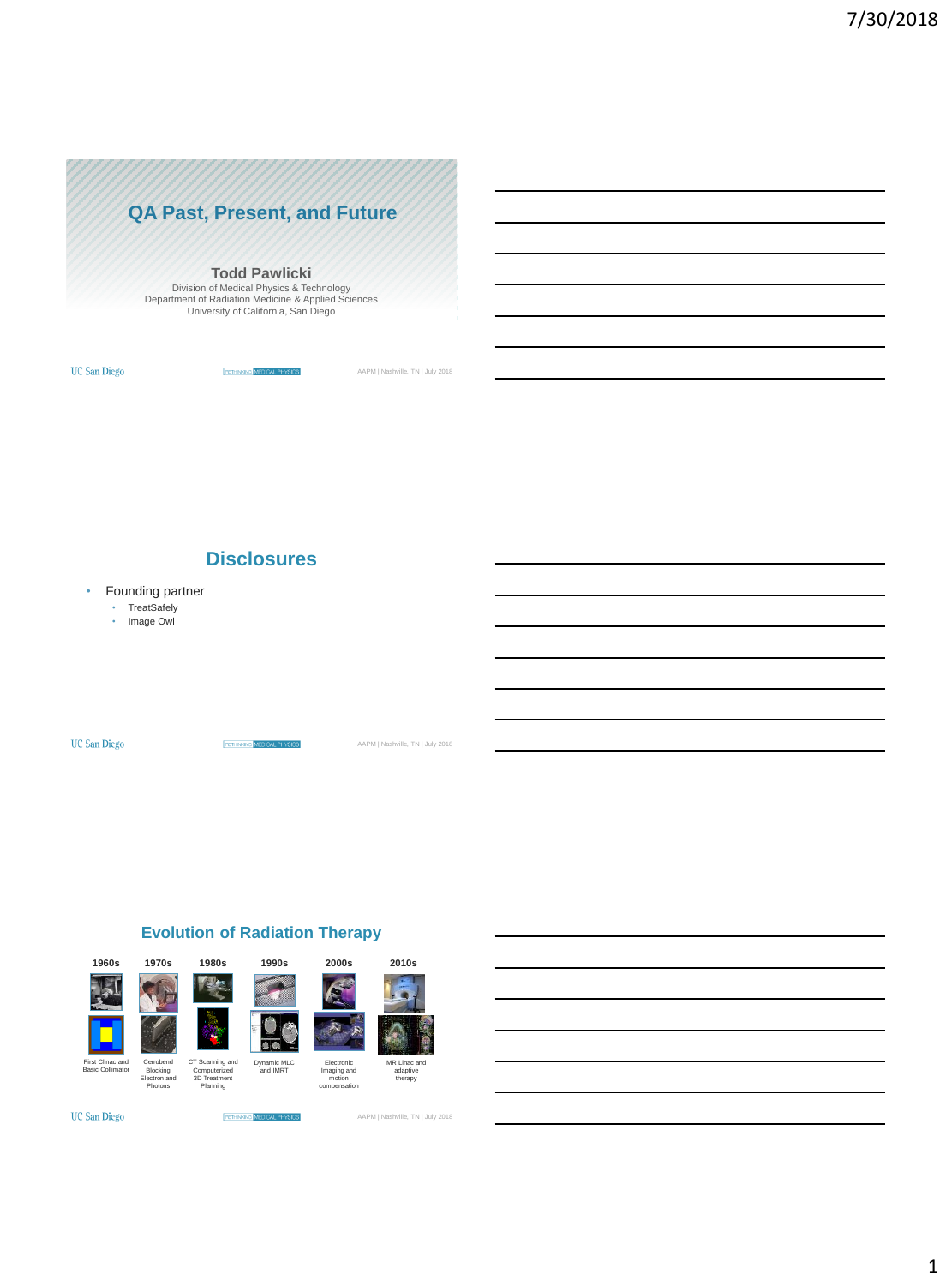# QA Past, Present, and Future

**Todd Pawlicki**
Division of Medical Physics & Technology
Department of Radiation Medicine & Applied Sciences
University of California, San Diego

UC San Diego | AAPM | Nashville, TN | July 2018

## Disclosures

- Founding partner
  - TreatSafely
  - Image Owl

UC San Diego | AAPM | Nashville, TN | July 2018

## Evolution of Radiation Therapy

| 1960s | 1970s | 1980s | 1990s | 2000s | 2010s |
|---|---|---|---|---|---|
| First Clinac and Basic Collimator | Cerrobend Blocking Electron and Photons | CT Scanning and Computerized 3D Treatment Planning | Dynamic MLC and IMRT | Electronic Imaging and motion compensation | MR Linac and adaptive therapy |

UC San Diego | AAPM | Nashville, TN | July 2018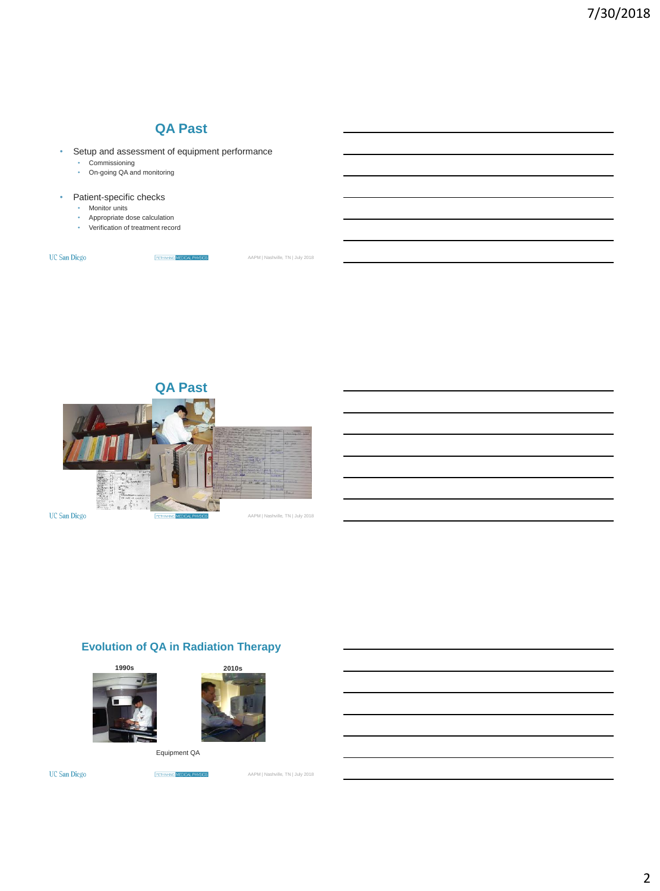## QA Past

- Setup and assessment of equipment performance
  - Commissioning
  - On-going QA and monitoring
- Patient-specific checks
  - Monitor units
  - Appropriate dose calculation
  - Verification of treatment record

## QA Past

## Evolution of QA in Radiation Therapy

**1990s** **2010s**

Equipment QA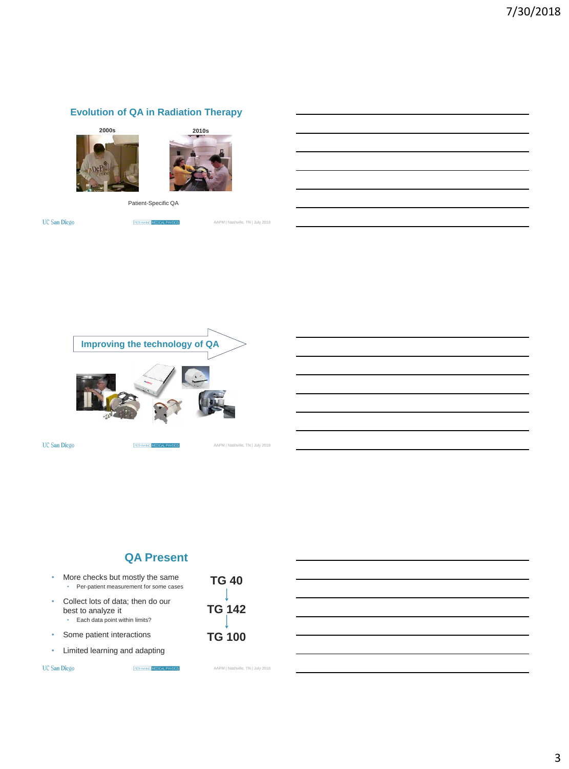## Evolution of QA in Radiation Therapy

2000s

2010s

Patient-Specific QA

## Improving the technology of QA

## QA Present

- More checks but mostly the same
  - Per-patient measurement for some cases
- Collect lots of data; then do our best to analyze it
  - Each data point within limits?
- Some patient interactions
- Limited learning and adapting

TG 40
↓
TG 142
↓
TG 100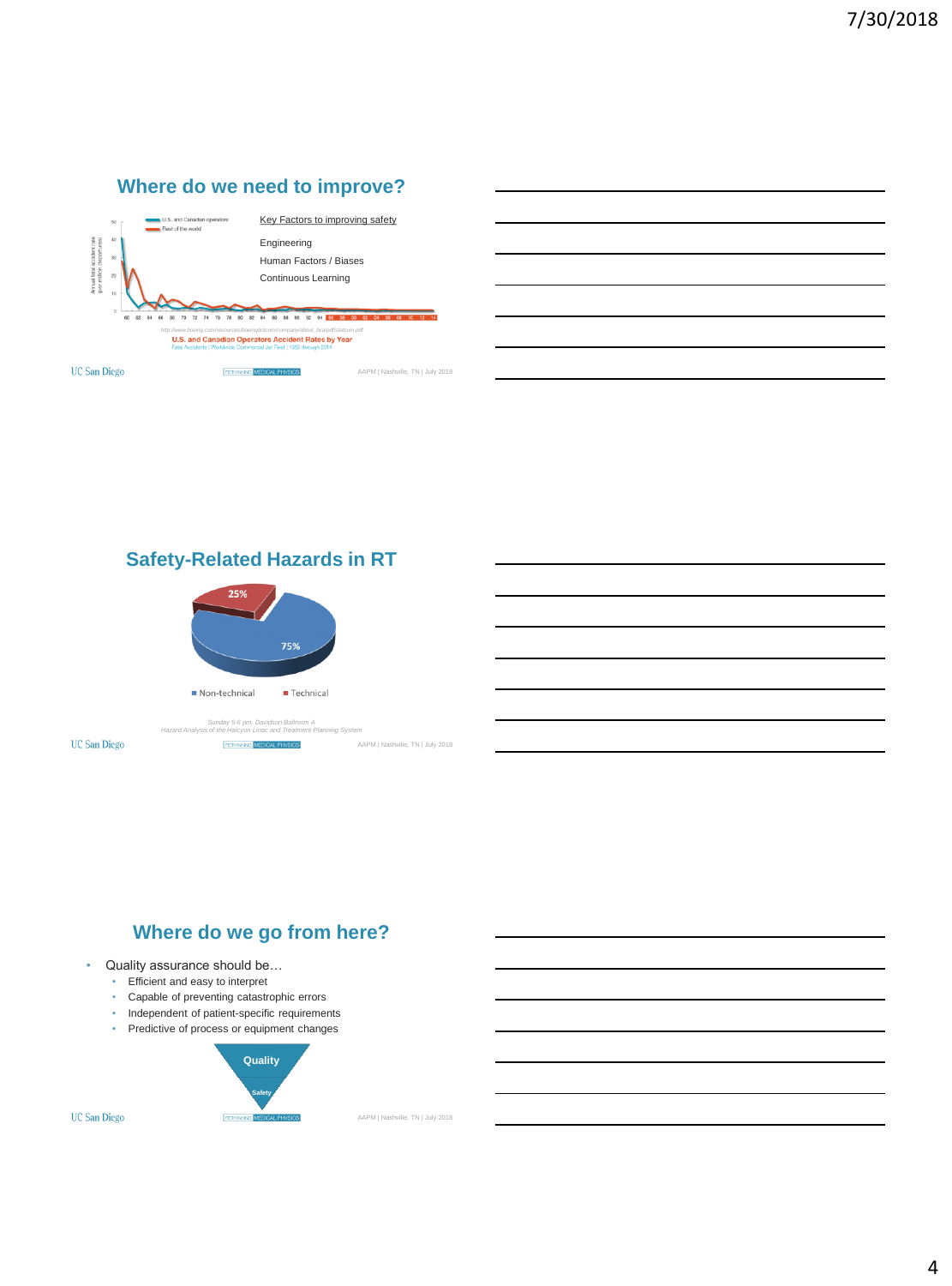## Where do we need to improve?

Key Factors to improving safety

Engineering

Human Factors / Biases

Continuous Learning

http://www.boeing.com/resources/boeingdotcom/company/about_bca/pdf/statsum.pdf

U.S. and Canadian Operators Accident Rates by Year

Fatal Accidents | Worldwide Commercial Jet Fleet | 1959 through 2014

## Safety-Related Hazards in RT

- Non-technical: 75%
- Technical: 25%

*Sunday 5-6 pm, Davidson Ballroom A*

*Hazard Analysis of the Halcyon Linac and Treatment Planning System*

## Where do we go from here?

- Quality assurance should be…
  - Efficient and easy to interpret
  - Capable of preventing catastrophic errors
  - Independent of patient-specific requirements
  - Predictive of process or equipment changes

Quality

Safety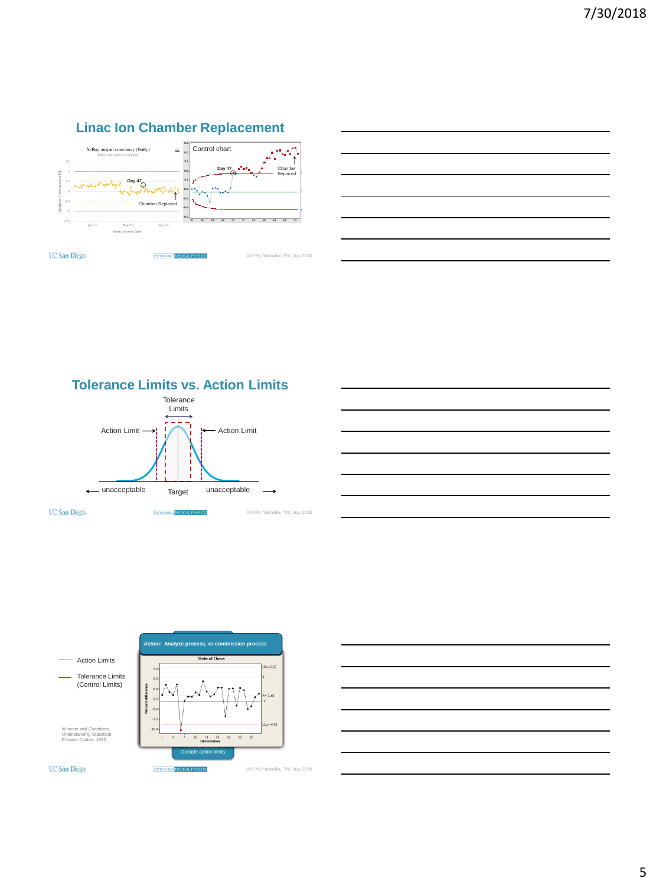## Linac Ion Chamber Replacement

X-Ray output constancy (Daily)

Day 47

Chamber Replaced

Control chart

Day 47

Chamber Replaced

## Tolerance Limits vs. Action Limits

Tolerance Limits

Action Limit

Action Limit

unacceptable

Target

unacceptable

Action Limits

Tolerance Limits (Control Limits)

*Action*: Analyze process, re-commission process

State of Chaos

Outside action limits

Wheeler and Chambers. Understanding Statistical Process Control, 1992.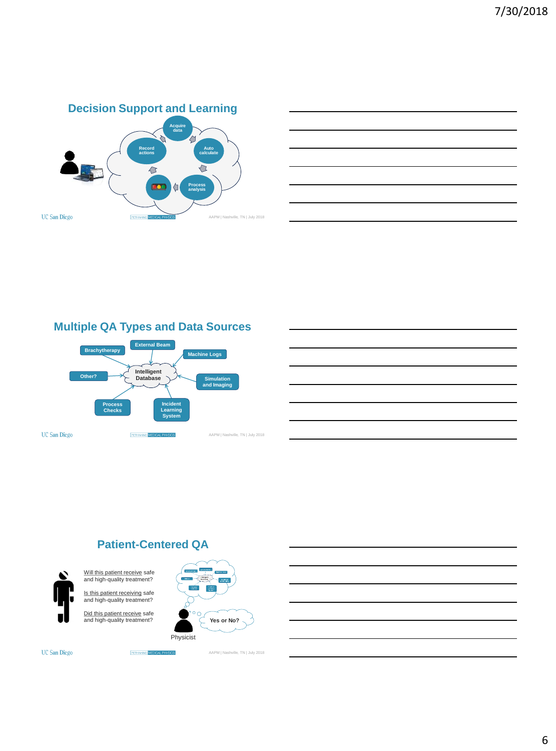## Decision Support and Learning

Acquire data

Auto calculate

Process analysis

Record actions

UC San Diego

AAPM | Nashville, TN | July 2018

## Multiple QA Types and Data Sources

Brachytherapy

External Beam

Machine Logs

Other?

Intelligent Database

Simulation and Imaging

Process Checks

Incident Learning System

UC San Diego

AAPM | Nashville, TN | July 2018

## Patient-Centered QA

Will this patient receive safe and high-quality treatment?

Is this patient receiving safe and high-quality treatment?

Did this patient receive safe and high-quality treatment?

Yes or No?

Physicist

UC San Diego

AAPM | Nashville, TN | July 2018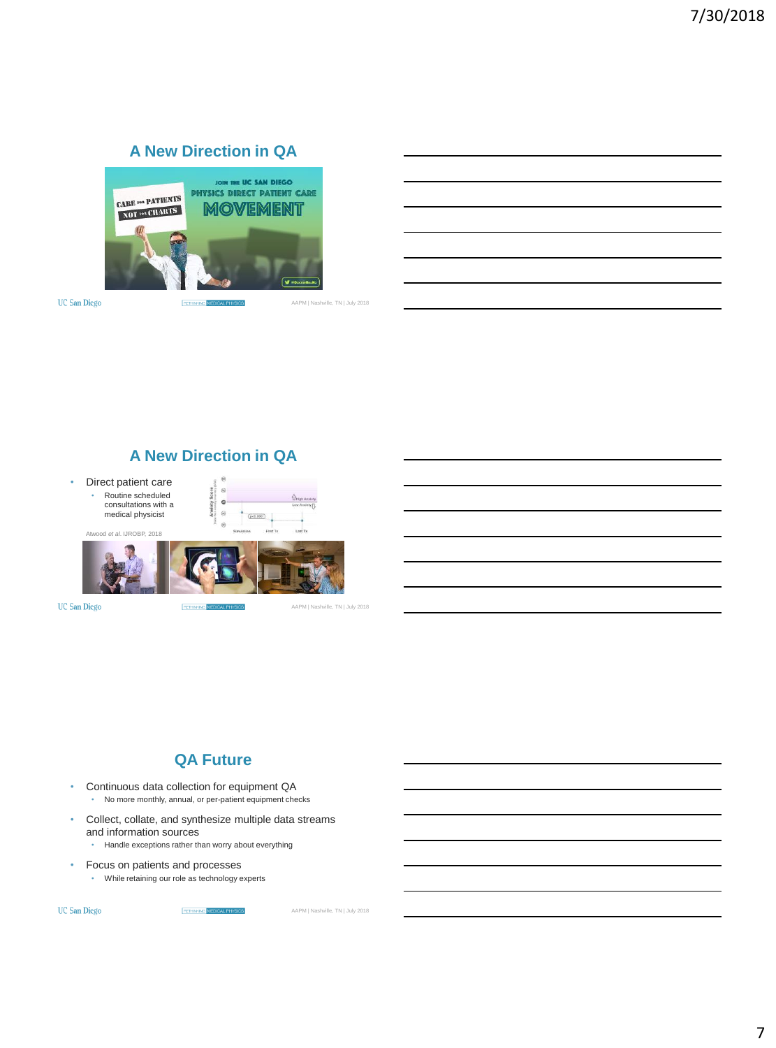## A New Direction in QA

JOIN THE UC SAN DIEGO PHYSICS DIRECT PATIENT CARE MOVEMENT

CARE FOR PATIENTS NOT FOR CHARTS

## A New Direction in QA

- Direct patient care
  - Routine scheduled consultations with a medical physicist

Atwood *et al.* IJROBP, 2018

High Anxiety

Low Anxiety

Simulation

First Tx

Last Tx

## QA Future

- Continuous data collection for equipment QA
  - No more monthly, annual, or per-patient equipment checks
- Collect, collate, and synthesize multiple data streams and information sources
  - Handle exceptions rather than worry about everything
- Focus on patients and processes
  - While retaining our role as technology experts